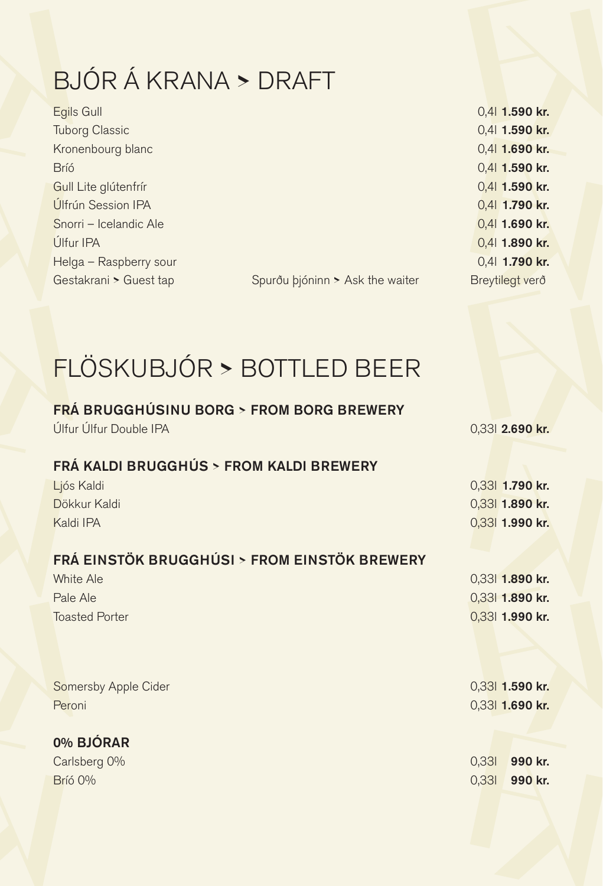# BJÓR Á KRANA > DRAFT

| | | |
|---|---|---|
| Egils Gull | | 0,4l **1.590 kr.** |
| Tuborg Classic | | 0,4l **1.590 kr.** |
| Kronenbourg blanc | | 0,4l **1.690 kr.** |
| Bríó | | 0,4l **1.590 kr.** |
| Gull Lite glútenfrír | | 0,4l **1.590 kr.** |
| Úlfrún Session IPA | | 0,4l **1.790 kr.** |
| Snorri – Icelandic Ale | | 0,4l **1.690 kr.** |
| Úlfur IPA | | 0,4l **1.890 kr.** |
| Helga – Raspberry sour | | 0,4l **1.790 kr.** |
| Gestakrani > Guest tap | Spurðu þjóninn > Ask the waiter | Breytilegt verð |

# FLÖSKUBJÓR > BOTTLED BEER

### FRÁ BRUGGHÚSINU BORG > FROM BORG BREWERY

| | |
|---|---|
| Úlfur Úlfur Double IPA | 0,33l **2.690 kr.** |

### FRÁ KALDI BRUGGHÚS > FROM KALDI BREWERY

| | |
|---|---|
| Ljós Kaldi | 0,33l **1.790 kr.** |
| Dökkur Kaldi | 0,33l **1.890 kr.** |
| Kaldi IPA | 0,33l **1.990 kr.** |

### FRÁ EINSTÖK BRUGGHÚSI > FROM EINSTÖK BREWERY

| | |
|---|---|
| White Ale | 0,33l **1.890 kr.** |
| Pale Ale | 0,33l **1.890 kr.** |
| Toasted Porter | 0,33l **1.990 kr.** |

| | |
|---|---|
| Somersby Apple Cider | 0,33l **1.590 kr.** |
| Peroni | 0,33l **1.690 kr.** |

### 0% BJÓRAR

| | |
|---|---|
| Carlsberg 0% | 0,33l **990 kr.** |
| Bríó 0% | 0,33l **990 kr.** |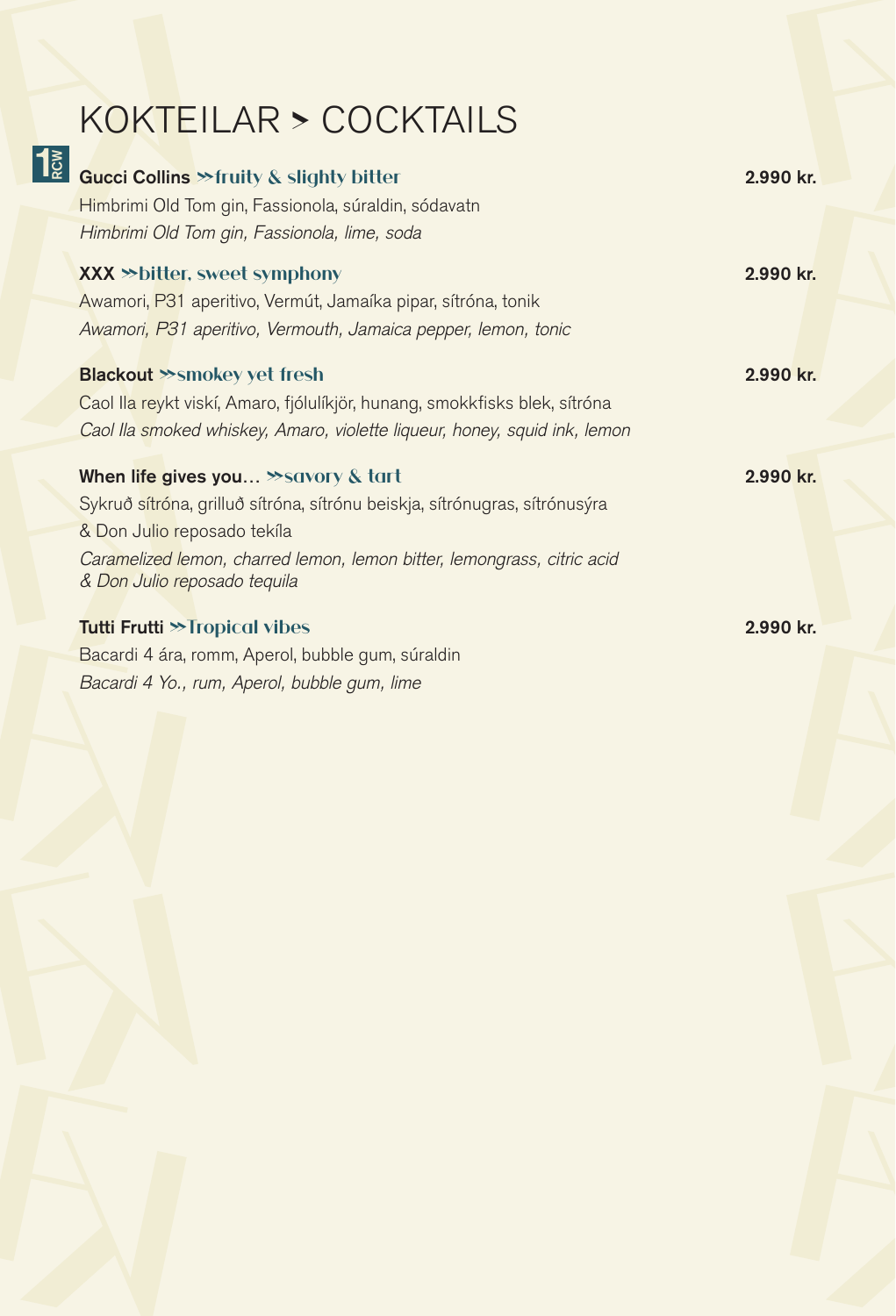# KOKTEILAR > COCKTAILS

1 RCW

**Gucci Collins** »fruity & slighty bitter — **2.990 kr.**

Himbrimi Old Tom gin, Fassionola, súraldin, sódavatn

*Himbrimi Old Tom gin, Fassionola, lime, soda*

**XXX** »bitter, sweet symphony — **2.990 kr.**

Awamori, P31 aperitivo, Vermút, Jamaíka pipar, sítróna, tonik

*Awamori, P31 aperitivo, Vermouth, Jamaica pepper, lemon, tonic*

**Blackout** »smokey yet fresh — **2.990 kr.**

Caol Ila reykt viskí, Amaro, fjólulíkjör, hunang, smokkfisks blek, sítróna

*Caol Ila smoked whiskey, Amaro, violette liqueur, honey, squid ink, lemon*

**When life gives you…** »savory & tart — **2.990 kr.**

Sykruð sítróna, grilluð sítróna, sítrónu beiskja, sítrónugras, sítrónusýra & Don Julio reposado tekíla

*Caramelized lemon, charred lemon, lemon bitter, lemongrass, citric acid & Don Julio reposado tequila*

**Tutti Frutti** »Tropical vibes — **2.990 kr.**

Bacardi 4 ára, romm, Aperol, bubble gum, súraldin

*Bacardi 4 Yo., rum, Aperol, bubble gum, lime*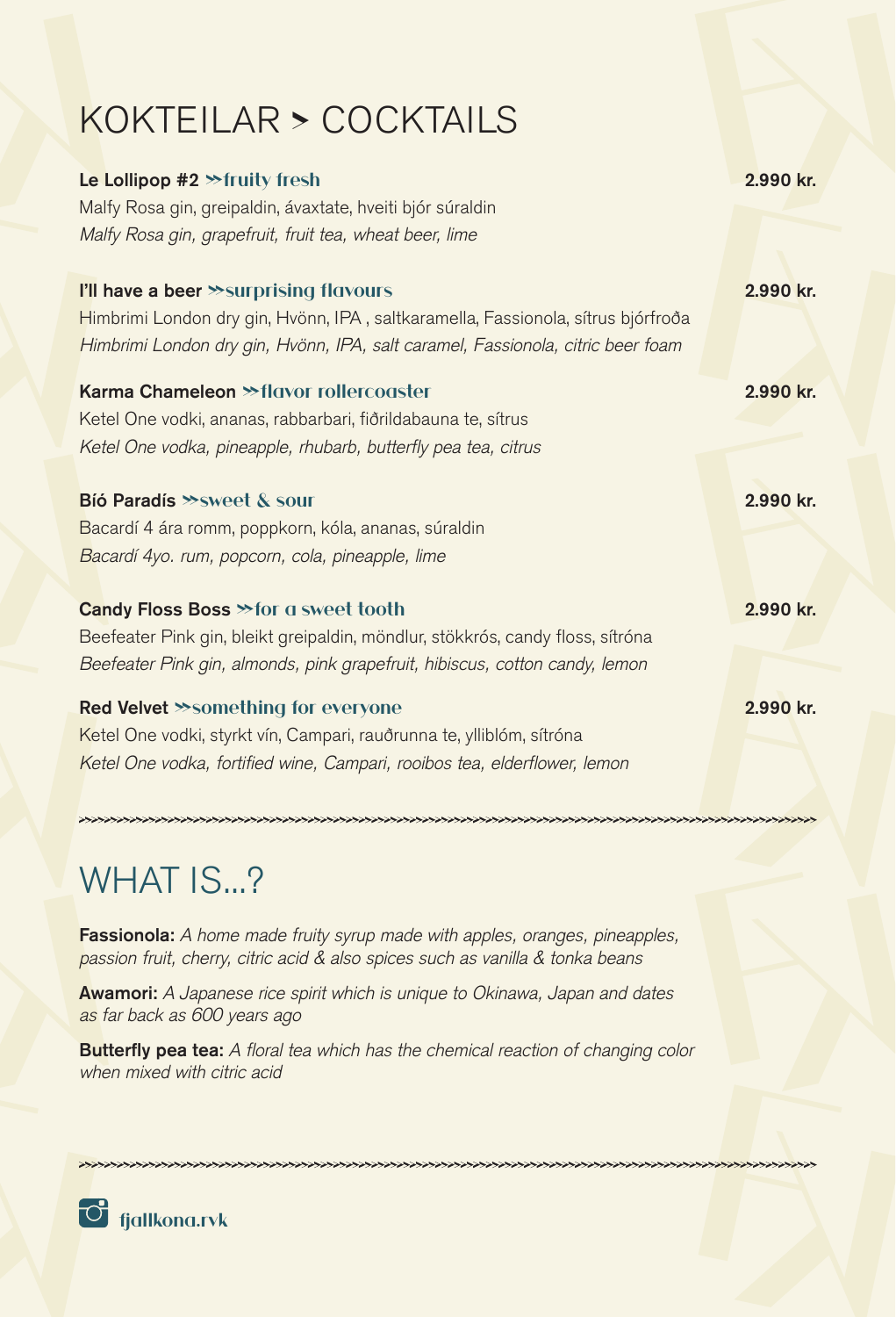# KOKTEILAR > COCKTAILS

**Le Lollipop #2** »fruity fresh — **2.990 kr.**
Malfy Rosa gin, greipaldin, ávaxtate, hveiti bjór súraldin
*Malfy Rosa gin, grapefruit, fruit tea, wheat beer, lime*

**I'll have a beer** »surprising flavours — **2.990 kr.**
Himbrimi London dry gin, Hvönn, IPA , saltkaramella, Fassionola, sítrus bjórfroða
*Himbrimi London dry gin, Hvönn, IPA, salt caramel, Fassionola, citric beer foam*

**Karma Chameleon** »flavor rollercoaster — **2.990 kr.**
Ketel One vodki, ananas, rabbarbari, fiðrildabauna te, sítrus
*Ketel One vodka, pineapple, rhubarb, butterfly pea tea, citrus*

**Bíó Paradís** »sweet & sour — **2.990 kr.**
Bacardí 4 ára romm, poppkorn, kóla, ananas, súraldin
*Bacardí 4yo. rum, popcorn, cola, pineapple, lime*

**Candy Floss Boss** »for a sweet tooth — **2.990 kr.**
Beefeater Pink gin, bleikt greipaldin, möndlur, stökkrós, candy floss, sítróna
*Beefeater Pink gin, almonds, pink grapefruit, hibiscus, cotton candy, lemon*

**Red Velvet** »something for everyone — **2.990 kr.**
Ketel One vodki, styrkt vín, Campari, rauðrunna te, ylliblóm, sítróna
*Ketel One vodka, fortified wine, Campari, rooibos tea, elderflower, lemon*

# WHAT IS...?

**Fassionola:** *A home made fruity syrup made with apples, oranges, pineapples, passion fruit, cherry, citric acid & also spices such as vanilla & tonka beans*

**Awamori:** *A Japanese rice spirit which is unique to Okinawa, Japan and dates as far back as 600 years ago*

**Butterfly pea tea:** *A floral tea which has the chemical reaction of changing color when mixed with citric acid*

fjallkona.rvk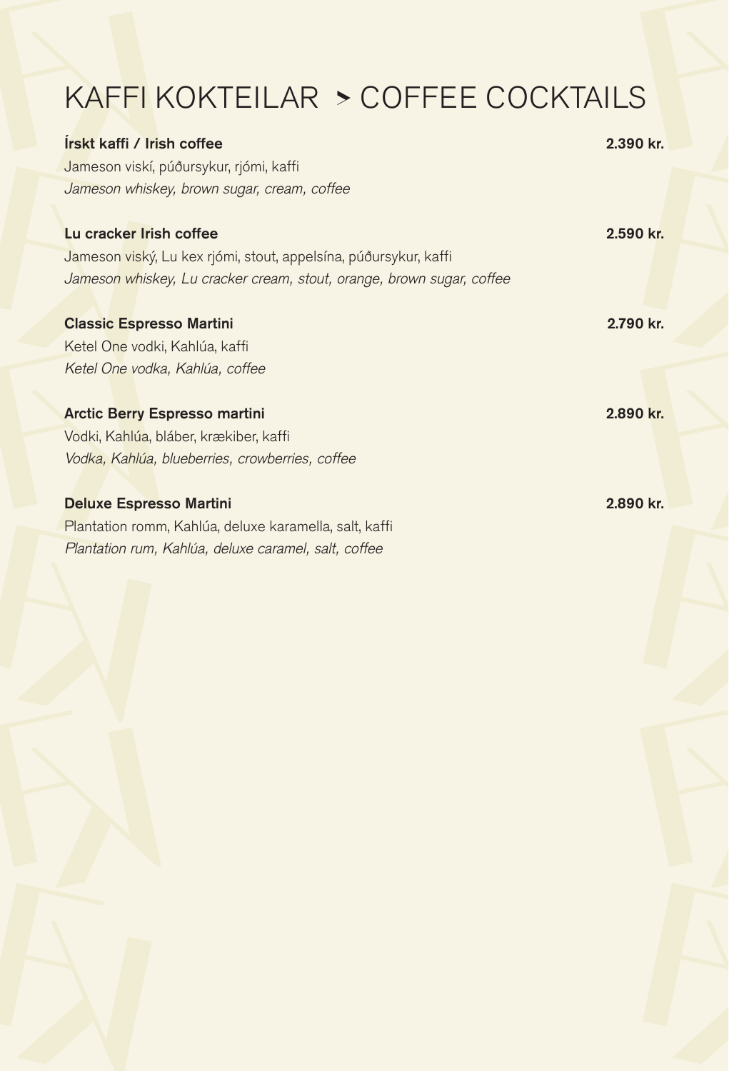# KAFFI KOKTEILAR > COFFEE COCKTAILS

**Írskt kaffi / Irish coffee** **2.390 kr.**
Jameson viskí, púðursykur, rjómi, kaffi
*Jameson whiskey, brown sugar, cream, coffee*

**Lu cracker Irish coffee** **2.590 kr.**
Jameson viský, Lu kex rjómi, stout, appelsína, púðursykur, kaffi
*Jameson whiskey, Lu cracker cream, stout, orange, brown sugar, coffee*

**Classic Espresso Martini** **2.790 kr.**
Ketel One vodki, Kahlúa, kaffi
*Ketel One vodka, Kahlúa, coffee*

**Arctic Berry Espresso martini** **2.890 kr.**
Vodki, Kahlúa, bláber, krækiber, kaffi
*Vodka, Kahlúa, blueberries, crowberries, coffee*

**Deluxe Espresso Martini** **2.890 kr.**
Plantation romm, Kahlúa, deluxe karamella, salt, kaffi
*Plantation rum, Kahlúa, deluxe caramel, salt, coffee*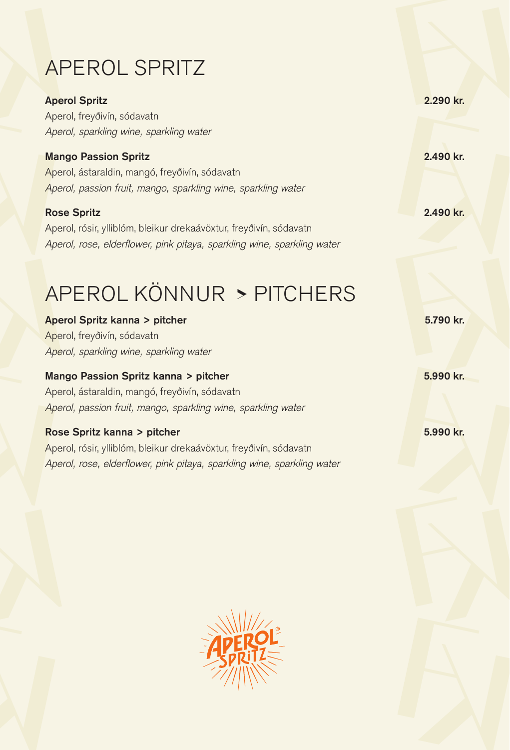# APEROL SPRITZ

**Aperol Spritz** **2.290 kr.**
Aperol, freyðivín, sódavatn
*Aperol, sparkling wine, sparkling water*

**Mango Passion Spritz** **2.490 kr.**
Aperol, ástaraldin, mangó, freyðivín, sódavatn
*Aperol, passion fruit, mango, sparkling wine, sparkling water*

**Rose Spritz** **2.490 kr.**
Aperol, rósir, ylliblóm, bleikur drekaávöxtur, freyðivín, sódavatn
*Aperol, rose, elderflower, pink pitaya, sparkling wine, sparkling water*

# APEROL KÖNNUR > PITCHERS

**Aperol Spritz kanna > pitcher** **5.790 kr.**
Aperol, freyðivín, sódavatn
*Aperol, sparkling wine, sparkling water*

**Mango Passion Spritz kanna > pitcher** **5.990 kr.**
Aperol, ástaraldin, mangó, freyðivín, sódavatn
*Aperol, passion fruit, mango, sparkling wine, sparkling water*

**Rose Spritz kanna > pitcher** **5.990 kr.**
Aperol, rósir, ylliblóm, bleikur drekaávöxtur, freyðivín, sódavatn
*Aperol, rose, elderflower, pink pitaya, sparkling wine, sparkling water*

APEROL SPRITZ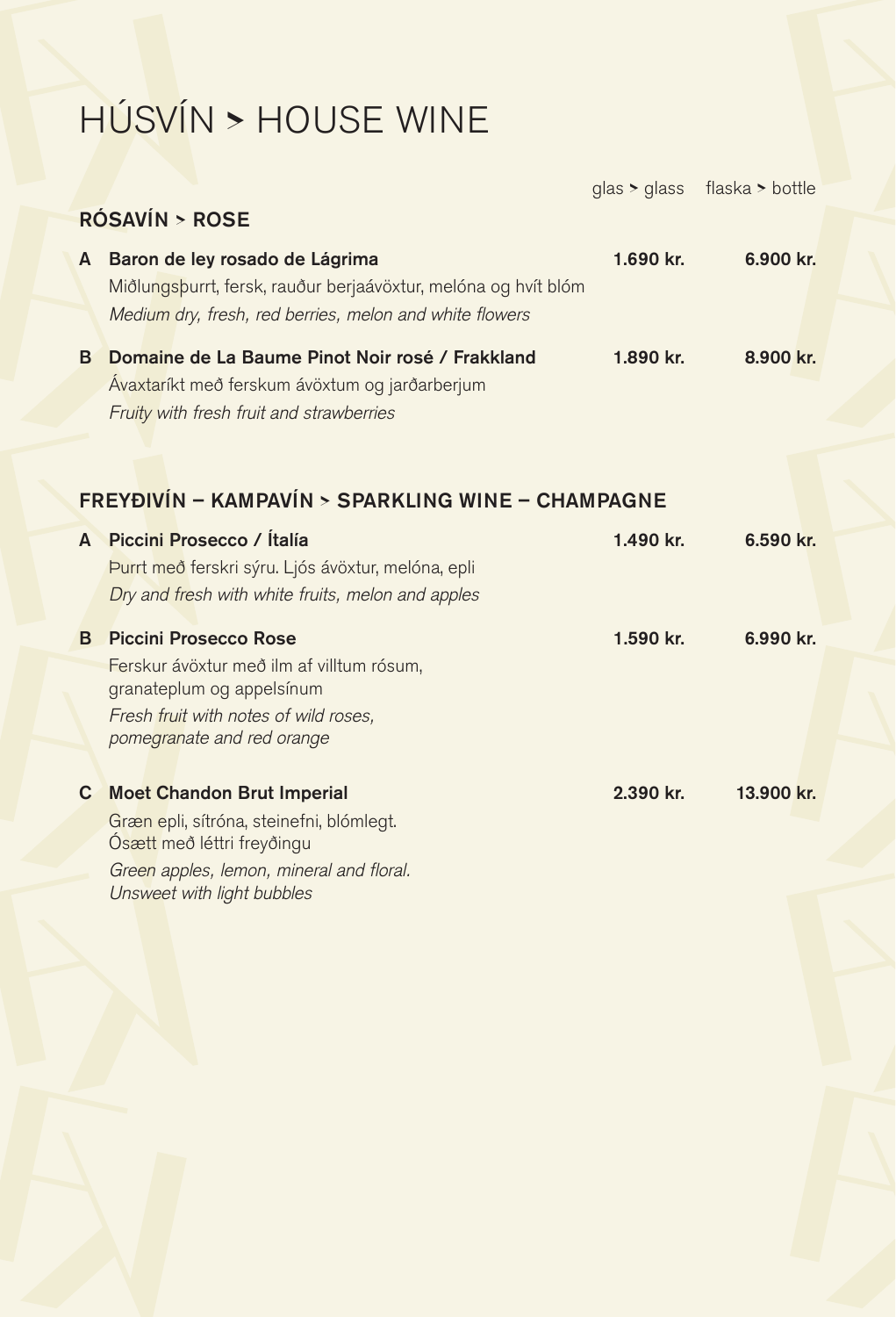# HÚSVÍN > HOUSE WINE

| | | glas > glass | flaska > bottle |
|---|---|---|---|

## RÓSAVÍN > ROSE

| | | glas > glass | flaska > bottle |
|---|---|---|---|
| A | **Baron de ley rosado de Lágrima**<br>Miðlungsþurrt, fersk, rauður berjaávöxtur, melóna og hvít blóm<br>*Medium dry, fresh, red berries, melon and white flowers* | **1.690 kr.** | **6.900 kr.** |
| B | **Domaine de La Baume Pinot Noir rosé / Frakkland**<br>Ávaxtaríkt með ferskum ávöxtum og jarðarberjum<br>*Fruity with fresh fruit and strawberries* | **1.890 kr.** | **8.900 kr.** |

## FREYÐIVÍN – KAMPAVÍN > SPARKLING WINE – CHAMPAGNE

| | | glas > glass | flaska > bottle |
|---|---|---|---|
| A | **Piccini Prosecco / Ítalía**<br>Þurrt með ferskri sýru. Ljós ávöxtur, melóna, epli<br>*Dry and fresh with white fruits, melon and apples* | **1.490 kr.** | **6.590 kr.** |
| B | **Piccini Prosecco Rose**<br>Ferskur ávöxtur með ilm af villtum rósum, granateplum og appelsínum<br>*Fresh fruit with notes of wild roses, pomegranate and red orange* | **1.590 kr.** | **6.990 kr.** |
| C | **Moet Chandon Brut Imperial**<br>Græn epli, sítróna, steinefni, blómlegt. Ósætt með léttri freyðingu<br>*Green apples, lemon, mineral and floral. Unsweet with light bubbles* | **2.390 kr.** | **13.900 kr.** |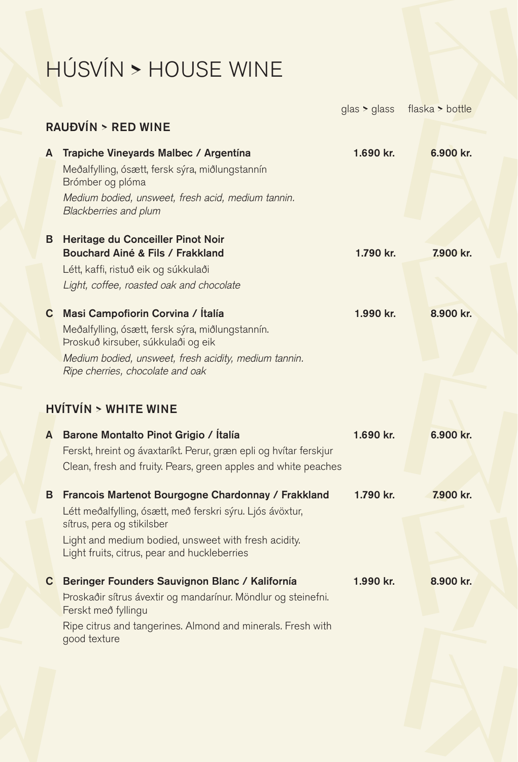# HÚSVÍN > HOUSE WINE

glas > glass | flaska > bottle

## RAUÐVÍN > RED WINE

**A Trapiche Vineyards Malbec / Argentína** — **1.690 kr.** | **6.900 kr.**

Meðalfylling, ósætt, fersk sýra, miðlungstannín
Brómber og plóma

*Medium bodied, unsweet, fresh acid, medium tannin.*
*Blackberries and plum*

**B Heritage du Conceiller Pinot Noir**
**Bouchard Ainé & Fils / Frakkland** — **1.790 kr.** | **7.900 kr.**

Létt, kaffi, ristuð eik og súkkulaði

*Light, coffee, roasted oak and chocolate*

**C Masi Campofiorin Corvina / Ítalía** — **1.990 kr.** | **8.900 kr.**

Meðalfylling, ósætt, fersk sýra, miðlungstannín.
Þroskuð kirsuber, súkkulaði og eik

*Medium bodied, unsweet, fresh acidity, medium tannin.*
*Ripe cherries, chocolate and oak*

## HVÍTVÍN > WHITE WINE

**A Barone Montalto Pinot Grigio / Ítalía** — **1.690 kr.** | **6.900 kr.**

Ferskt, hreint og ávaxtaríkt. Perur, græn epli og hvítar ferskjur

Clean, fresh and fruity. Pears, green apples and white peaches

**B Francois Martenot Bourgogne Chardonnay / Frakkland** — **1.790 kr.** | **7.900 kr.**

Létt meðalfylling, ósætt, með ferskri sýru. Ljós ávöxtur,
sítrus, pera og stikilsber

Light and medium bodied, unsweet with fresh acidity.
Light fruits, citrus, pear and huckleberries

**C Beringer Founders Sauvignon Blanc / Kalifornía** — **1.990 kr.** | **8.900 kr.**

Þroskaðir sítrus ávextir og mandarínur. Möndlur og steinefni.
Ferskt með fyllingu

Ripe citrus and tangerines. Almond and minerals. Fresh with
good texture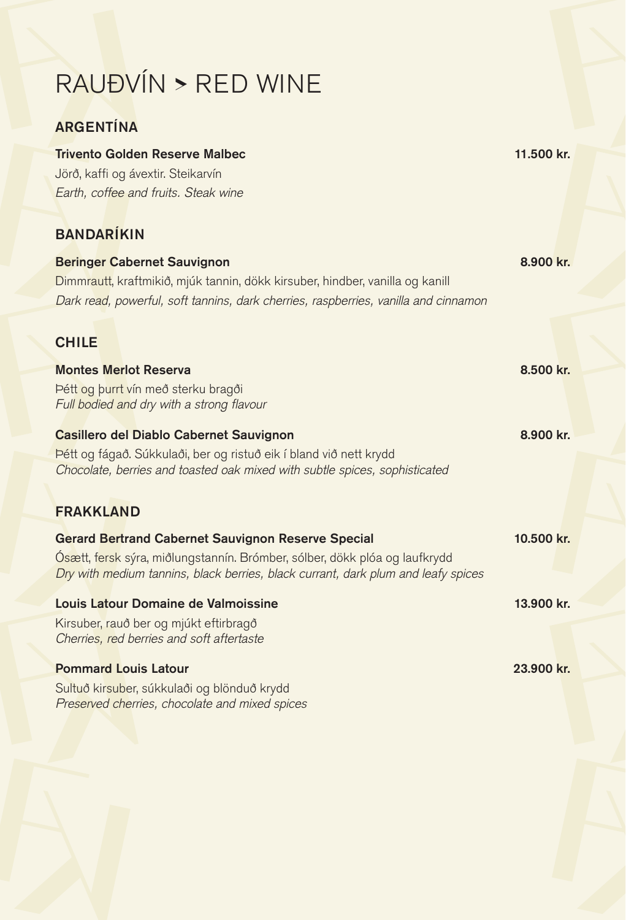# RAUÐVÍN > RED WINE

## ARGENTÍNA

**Trivento Golden Reserve Malbec** 11.500 kr.
Jörð, kaffi og ávextir. Steikarvín
*Earth, coffee and fruits. Steak wine*

## BANDARÍKIN

**Beringer Cabernet Sauvignon** 8.900 kr.
Dimmrautt, kraftmikið, mjúk tannin, dökk kirsuber, hindber, vanilla og kanill
*Dark read, powerful, soft tannins, dark cherries, raspberries, vanilla and cinnamon*

## CHILE

**Montes Merlot Reserva** 8.500 kr.
Þétt og þurrt vín með sterku bragði
*Full bodied and dry with a strong flavour*

**Casillero del Diablo Cabernet Sauvignon** 8.900 kr.
Þétt og fágað. Súkkulaði, ber og ristuð eik í bland við nett krydd
*Chocolate, berries and toasted oak mixed with subtle spices, sophisticated*

## FRAKKLAND

**Gerard Bertrand Cabernet Sauvignon Reserve Special** 10.500 kr.
Ósætt, fersk sýra, miðlungstannín. Brómber, sólber, dökk plóa og laufkrydd
*Dry with medium tannins, black berries, black currant, dark plum and leafy spices*

**Louis Latour Domaine de Valmoissine** 13.900 kr.
Kirsuber, rauð ber og mjúkt eftirbragð
*Cherries, red berries and soft aftertaste*

**Pommard Louis Latour** 23.900 kr.
Sultuð kirsuber, súkkulaði og blönduð krydd
*Preserved cherries, chocolate and mixed spices*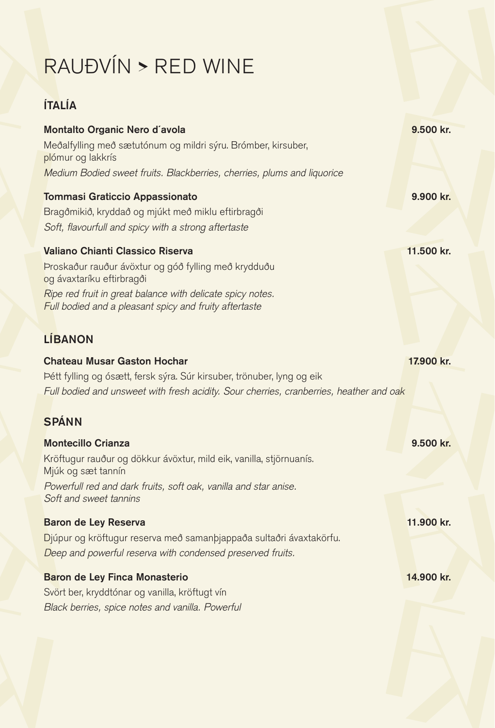# RAUÐVÍN > RED WINE

## ÍTALÍA

**Montalto Organic Nero d´avola** **9.500 kr.**

Meðalfylling með sætutónum og mildri sýru. Brómber, kirsuber, plómur og lakkrís

*Medium Bodied sweet fruits. Blackberries, cherries, plums and liquorice*

**Tommasi Graticcio Appassionato** **9.900 kr.**

Bragðmikið, kryddað og mjúkt með miklu eftirbragði

*Soft, flavourfull and spicy with a strong aftertaste*

**Valiano Chianti Classico Riserva** **11.500 kr.**

Þroskaður rauður ávöxtur og góð fylling með krydduðu og ávaxtaríku eftirbragði

*Ripe red fruit in great balance with delicate spicy notes. Full bodied and a pleasant spicy and fruity aftertaste*

## LÍBANON

**Chateau Musar Gaston Hochar** **17.900 kr.**

Þétt fylling og ósætt, fersk sýra. Súr kirsuber, trönuber, lyng og eik

*Full bodied and unsweet with fresh acidity. Sour cherries, cranberries, heather and oak*

## SPÁNN

**Montecillo Crianza** **9.500 kr.**

Kröftugur rauður og dökkur ávöxtur, mild eik, vanilla, stjörnuanís. Mjúk og sæt tannín

*Powerfull red and dark fruits, soft oak, vanilla and star anise. Soft and sweet tannins*

**Baron de Ley Reserva** **11.900 kr.**

Djúpur og kröftugur reserva með samanþjappaða sultaðri ávaxtakörfu.

*Deep and powerful reserva with condensed preserved fruits.*

**Baron de Ley Finca Monasterio** **14.900 kr.**

Svört ber, kryddtónar og vanilla, kröftugt vín

*Black berries, spice notes and vanilla. Powerful*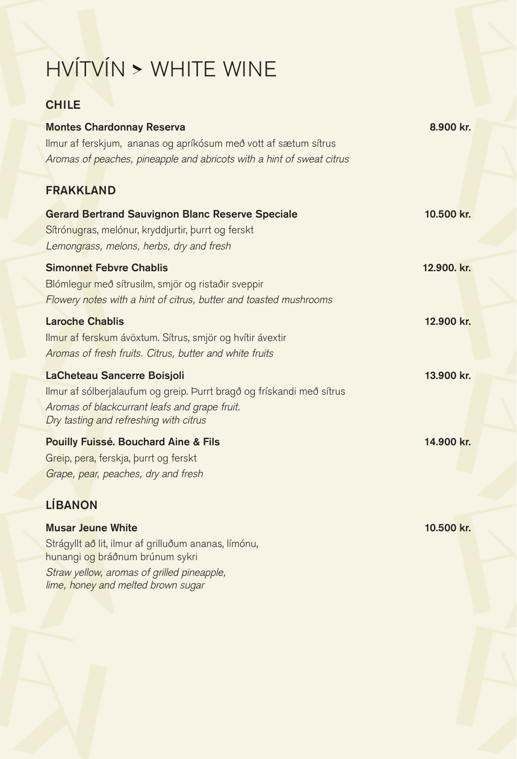# HVÍTVÍN > WHITE WINE

## CHILE

**Montes Chardonnay Reserva** — **8.900 kr.**

Ilmur af ferskjum, ananas og apríkósum með vott af sætum sítrus

*Aromas of peaches, pineapple and abricots with a hint of sweat citrus*

## FRAKKLAND

**Gerard Bertrand Sauvignon Blanc Reserve Speciale** — **10.500 kr.**

Sítrónugras, melónur, kryddjurtir, þurrt og ferskt

*Lemongrass, melons, herbs, dry and fresh*

**Simonnet Febvre Chablis** — **12.900. kr.**

Blómlegur með sítrusilm, smjör og ristaðir sveppir

*Flowery notes with a hint of citrus, butter and toasted mushrooms*

**Laroche Chablis** — **12.900 kr.**

Ilmur af ferskum ávöxtum. Sítrus, smjör og hvítir ávextir

*Aromas of fresh fruits. Citrus, butter and white fruits*

**LaCheteau Sancerre Boisjoli** — **13.900 kr.**

Ilmur af sólberjalaufum og greip. Þurrt bragð og frískandi með sítrus

*Aromas of blackcurrant leafs and grape fruit.*
*Dry tasting and refreshing with citrus*

**Pouilly Fuissé. Bouchard Aine & Fils** — **14.900 kr.**

Greip, pera, ferskja, þurrt og ferskt

*Grape, pear, peaches, dry and fresh*

## LÍBANON

**Musar Jeune White** — **10.500 kr.**

Strágyllt að lit, ilmur af grilluðum ananas, límónu,
hunangi og bráðnum brúnum sykri

*Straw yellow, aromas of grilled pineapple,*
*lime, honey and melted brown sugar*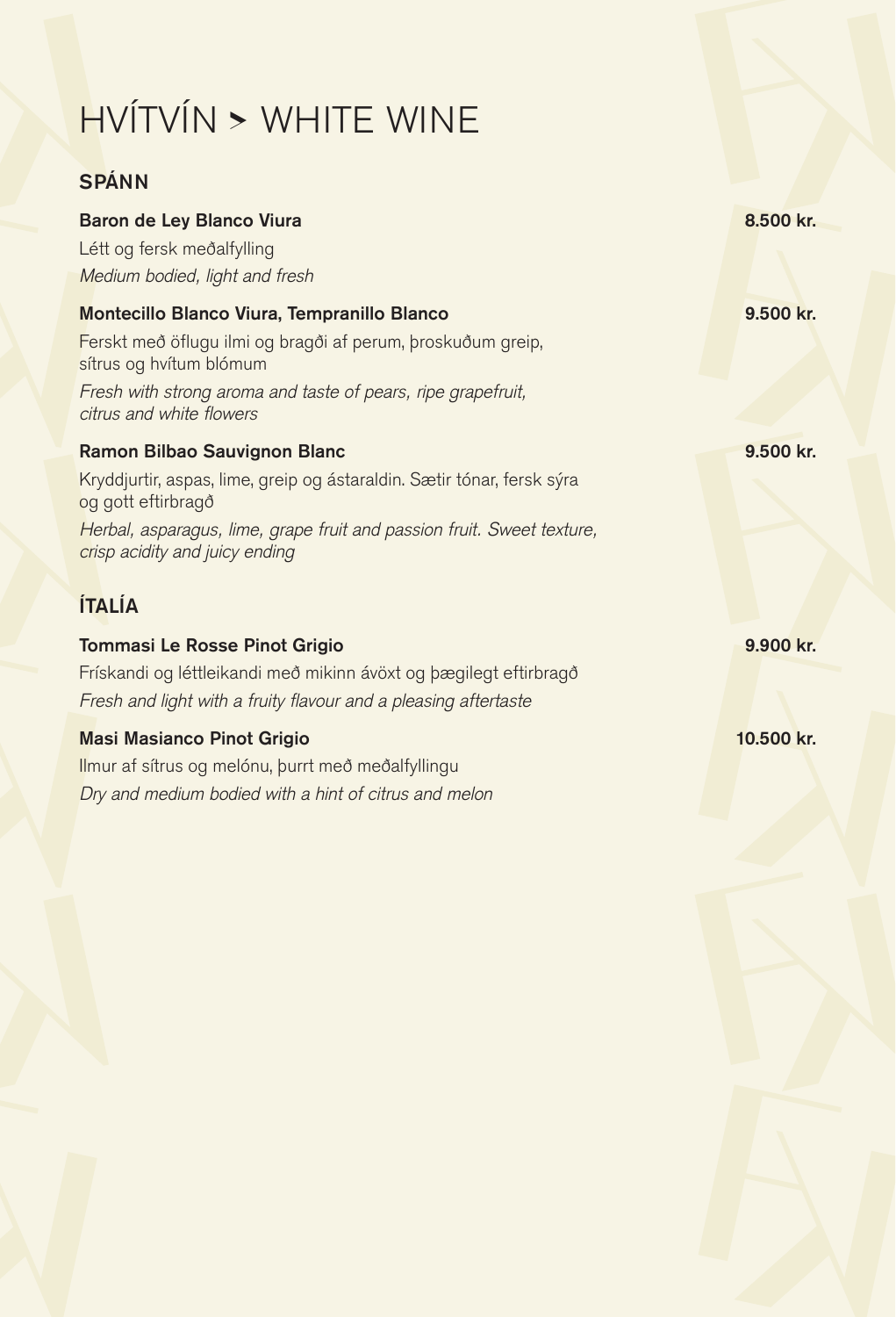# HVÍTVÍN > WHITE WINE

## SPÁNN

**Baron de Ley Blanco Viura** — **8.500 kr.**

Létt og fersk meðalfylling

*Medium bodied, light and fresh*

**Montecillo Blanco Viura, Tempranillo Blanco** — **9.500 kr.**

Ferskt með öflugu ilmi og bragði af perum, þroskuðum greip, sítrus og hvítum blómum

*Fresh with strong aroma and taste of pears, ripe grapefruit, citrus and white flowers*

**Ramon Bilbao Sauvignon Blanc** — **9.500 kr.**

Kryddjurtir, aspas, lime, greip og ástaraldin. Sætir tónar, fersk sýra og gott eftirbragð

*Herbal, asparagus, lime, grape fruit and passion fruit. Sweet texture, crisp acidity and juicy ending*

## ÍTALÍA

**Tommasi Le Rosse Pinot Grigio** — **9.900 kr.**

Frískandi og léttleikandi með mikinn ávöxt og þægilegt eftirbragð

*Fresh and light with a fruity flavour and a pleasing aftertaste*

**Masi Masianco Pinot Grigio** — **10.500 kr.**

Ilmur af sítrus og melónu, þurrt með meðalfyllingu

*Dry and medium bodied with a hint of citrus and melon*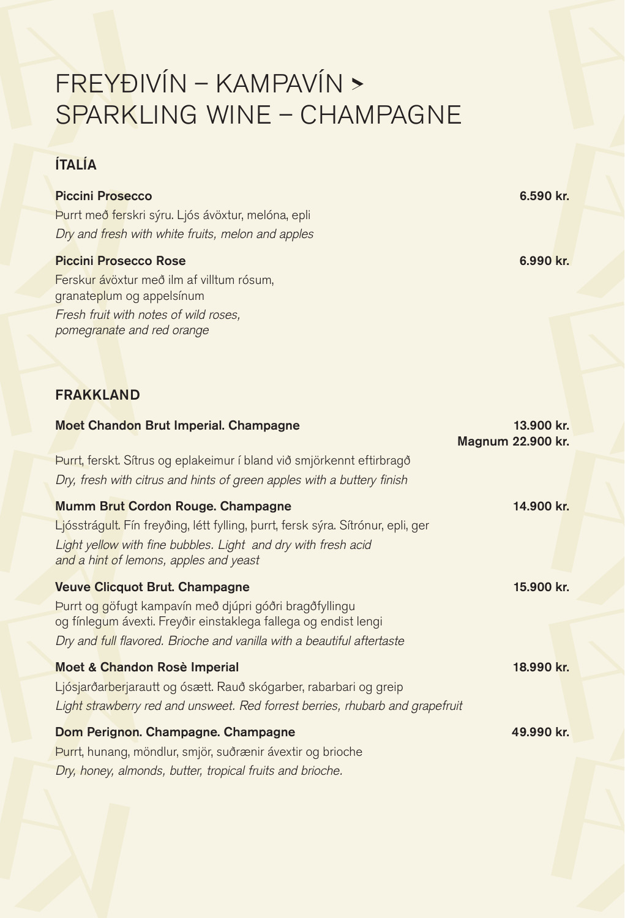# FREYÐIVÍN – KAMPAVÍN ➤ SPARKLING WINE – CHAMPAGNE

## ÍTALÍA

**Piccini Prosecco** **6.590 kr.**

Þurrt með ferskri sýru. Ljós ávöxtur, melóna, epli

*Dry and fresh with white fruits, melon and apples*

**Piccini Prosecco Rose** **6.990 kr.**

Ferskur ávöxtur með ilm af villtum rósum, granateplum og appelsínum

*Fresh fruit with notes of wild roses, pomegranate and red orange*

## FRAKKLAND

**Moet Chandon Brut Imperial. Champagne** **13.900 kr.**
**Magnum 22.900 kr.**

Þurrt, ferskt. Sítrus og eplakeimur í bland við smjörkennt eftirbragð

*Dry, fresh with citrus and hints of green apples with a buttery finish*

**Mumm Brut Cordon Rouge. Champagne** **14.900 kr.**

Ljósstrágult. Fín freyðing, létt fylling, þurrt, fersk sýra. Sítrónur, epli, ger

*Light yellow with fine bubbles. Light and dry with fresh acid and a hint of lemons, apples and yeast*

**Veuve Clicquot Brut. Champagne** **15.900 kr.**

Þurrt og göfugt kampavín með djúpri góðri bragðfyllingu og fínlegum ávexti. Freyðir einstaklega fallega og endist lengi

*Dry and full flavored. Brioche and vanilla with a beautiful aftertaste*

**Moet & Chandon Rosè Imperial** **18.990 kr.**

Ljósjarðarberjarautt og ósætt. Rauð skógarber, rabarbari og greip

*Light strawberry red and unsweet. Red forrest berries, rhubarb and grapefruit*

**Dom Perignon. Champagne. Champagne** **49.990 kr.**

Þurrt, hunang, möndlur, smjör, suðrænir ávextir og brioche

*Dry, honey, almonds, butter, tropical fruits and brioche.*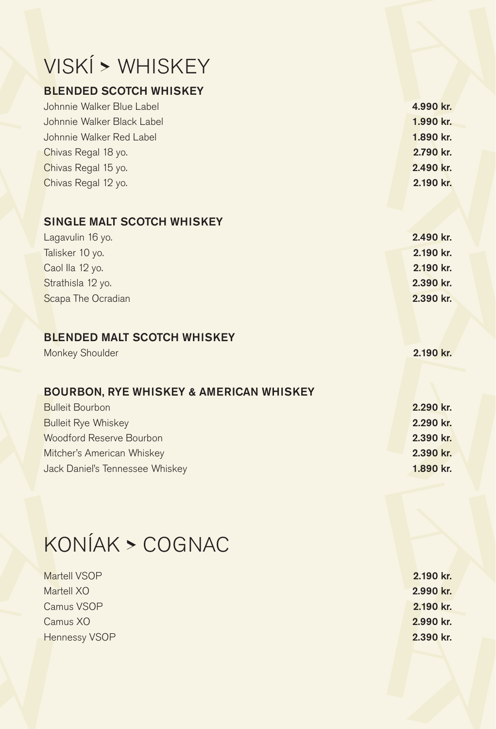# VISKÍ > WHISKEY

## BLENDED SCOTCH WHISKEY

| | |
|---|---|
| Johnnie Walker Blue Label | **4.990 kr.** |
| Johnnie Walker Black Label | **1.990 kr.** |
| Johnnie Walker Red Label | **1.890 kr.** |
| Chivas Regal 18 yo. | **2.790 kr.** |
| Chivas Regal 15 yo. | **2.490 kr.** |
| Chivas Regal 12 yo. | **2.190 kr.** |

## SINGLE MALT SCOTCH WHISKEY

| | |
|---|---|
| Lagavulin 16 yo. | **2.490 kr.** |
| Talisker 10 yo. | **2.190 kr.** |
| Caol Ila 12 yo. | **2.190 kr.** |
| Strathisla 12 yo. | **2.390 kr.** |
| Scapa The Ocradian | **2.390 kr.** |

## BLENDED MALT SCOTCH WHISKEY

| | |
|---|---|
| Monkey Shoulder | **2.190 kr.** |

## BOURBON, RYE WHISKEY & AMERICAN WHISKEY

| | |
|---|---|
| Bulleit Bourbon | **2.290 kr.** |
| Bulleit Rye Whiskey | **2.290 kr.** |
| Woodford Reserve Bourbon | **2.390 kr.** |
| Mitcher's American Whiskey | **2.390 kr.** |
| Jack Daniel's Tennessee Whiskey | **1.890 kr.** |

# KONÍAK > COGNAC

| | |
|---|---|
| Martell VSOP | **2.190 kr.** |
| Martell XO | **2.990 kr.** |
| Camus VSOP | **2.190 kr.** |
| Camus XO | **2.990 kr.** |
| Hennessy VSOP | **2.390 kr.** |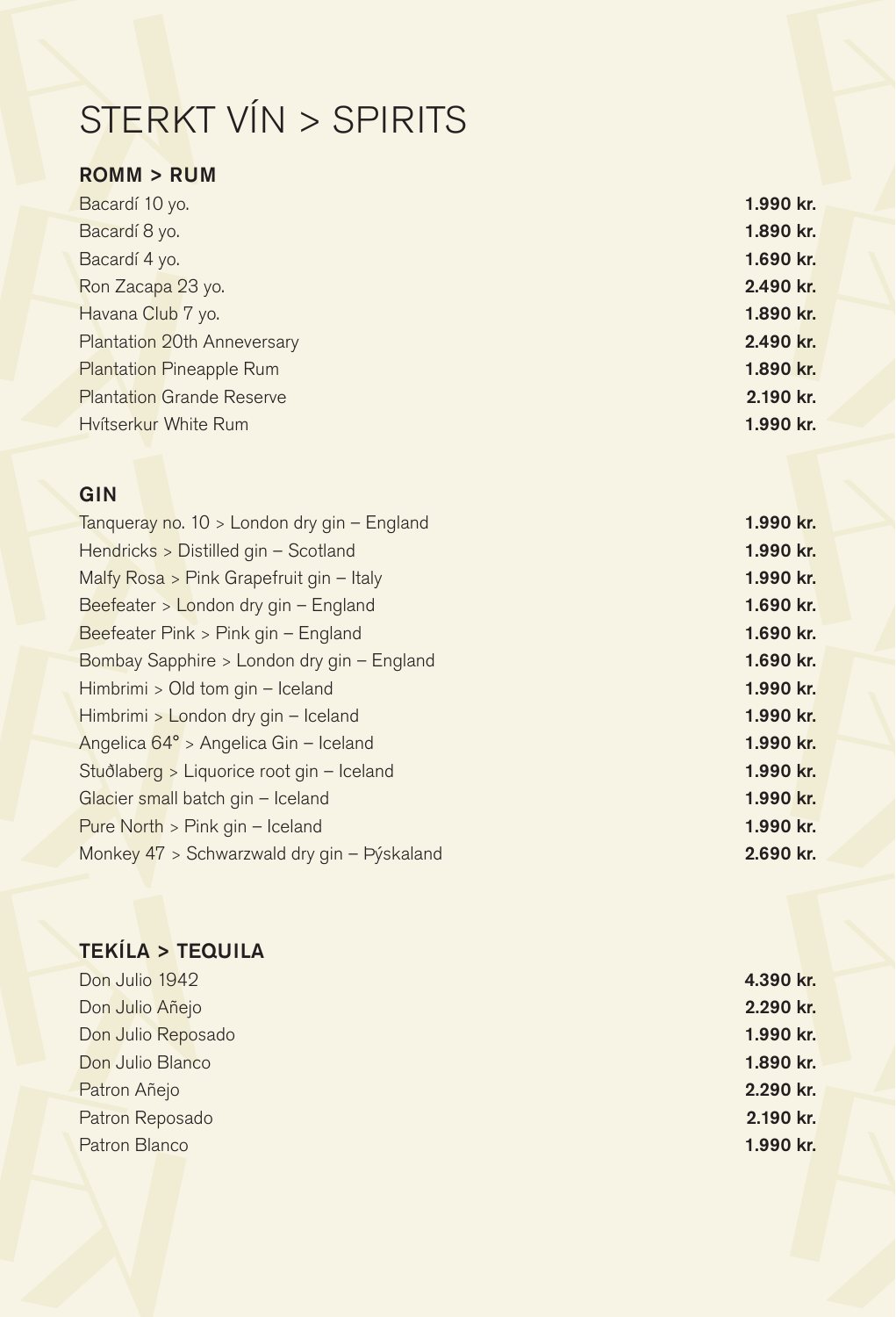# STERKT VÍN > SPIRITS

## ROMM > RUM

| | |
|---|---|
| Bacardí 10 yo. | **1.990 kr.** |
| Bacardí 8 yo. | **1.890 kr.** |
| Bacardí 4 yo. | **1.690 kr.** |
| Ron Zacapa 23 yo. | **2.490 kr.** |
| Havana Club 7 yo. | **1.890 kr.** |
| Plantation 20th Anneversary | **2.490 kr.** |
| Plantation Pineapple Rum | **1.890 kr.** |
| Plantation Grande Reserve | **2.190 kr.** |
| Hvítserkur White Rum | **1.990 kr.** |

## GIN

| | |
|---|---|
| Tanqueray no. 10 > London dry gin – England | **1.990 kr.** |
| Hendricks > Distilled gin – Scotland | **1.990 kr.** |
| Malfy Rosa > Pink Grapefruit gin – Italy | **1.990 kr.** |
| Beefeater > London dry gin – England | **1.690 kr.** |
| Beefeater Pink > Pink gin – England | **1.690 kr.** |
| Bombay Sapphire > London dry gin – England | **1.690 kr.** |
| Himbrimi > Old tom gin – Iceland | **1.990 kr.** |
| Himbrimi > London dry gin – Iceland | **1.990 kr.** |
| Angelica 64° > Angelica Gin – Iceland | **1.990 kr.** |
| Stuðlaberg > Liquorice root gin – Iceland | **1.990 kr.** |
| Glacier small batch gin – Iceland | **1.990 kr.** |
| Pure North > Pink gin – Iceland | **1.990 kr.** |
| Monkey 47 > Schwarzwald dry gin – Þýskaland | **2.690 kr.** |

## TEKÍLA > TEQUILA

| | |
|---|---|
| Don Julio 1942 | **4.390 kr.** |
| Don Julio Añejo | **2.290 kr.** |
| Don Julio Reposado | **1.990 kr.** |
| Don Julio Blanco | **1.890 kr.** |
| Patron Añejo | **2.290 kr.** |
| Patron Reposado | **2.190 kr.** |
| Patron Blanco | **1.990 kr.** |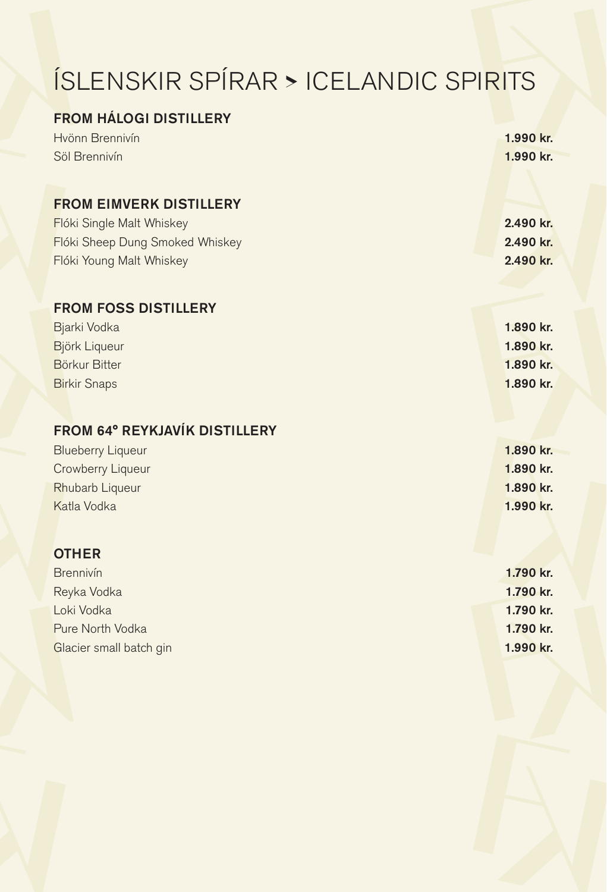# ÍSLENSKIR SPÍRAR > ICELANDIC SPIRITS

## FROM HÁLOGI DISTILLERY

| | |
|---|---|
| Hvönn Brennivín | **1.990 kr.** |
| Söl Brennivín | **1.990 kr.** |

## FROM EIMVERK DISTILLERY

| | |
|---|---|
| Flóki Single Malt Whiskey | **2.490 kr.** |
| Flóki Sheep Dung Smoked Whiskey | **2.490 kr.** |
| Flóki Young Malt Whiskey | **2.490 kr.** |

## FROM FOSS DISTILLERY

| | |
|---|---|
| Bjarki Vodka | **1.890 kr.** |
| Björk Liqueur | **1.890 kr.** |
| Börkur Bitter | **1.890 kr.** |
| Birkir Snaps | **1.890 kr.** |

## FROM 64° REYKJAVÍK DISTILLERY

| | |
|---|---|
| Blueberry Liqueur | **1.890 kr.** |
| Crowberry Liqueur | **1.890 kr.** |
| Rhubarb Liqueur | **1.890 kr.** |
| Katla Vodka | **1.990 kr.** |

## OTHER

| | |
|---|---|
| Brennivín | **1.790 kr.** |
| Reyka Vodka | **1.790 kr.** |
| Loki Vodka | **1.790 kr.** |
| Pure North Vodka | **1.790 kr.** |
| Glacier small batch gin | **1.990 kr.** |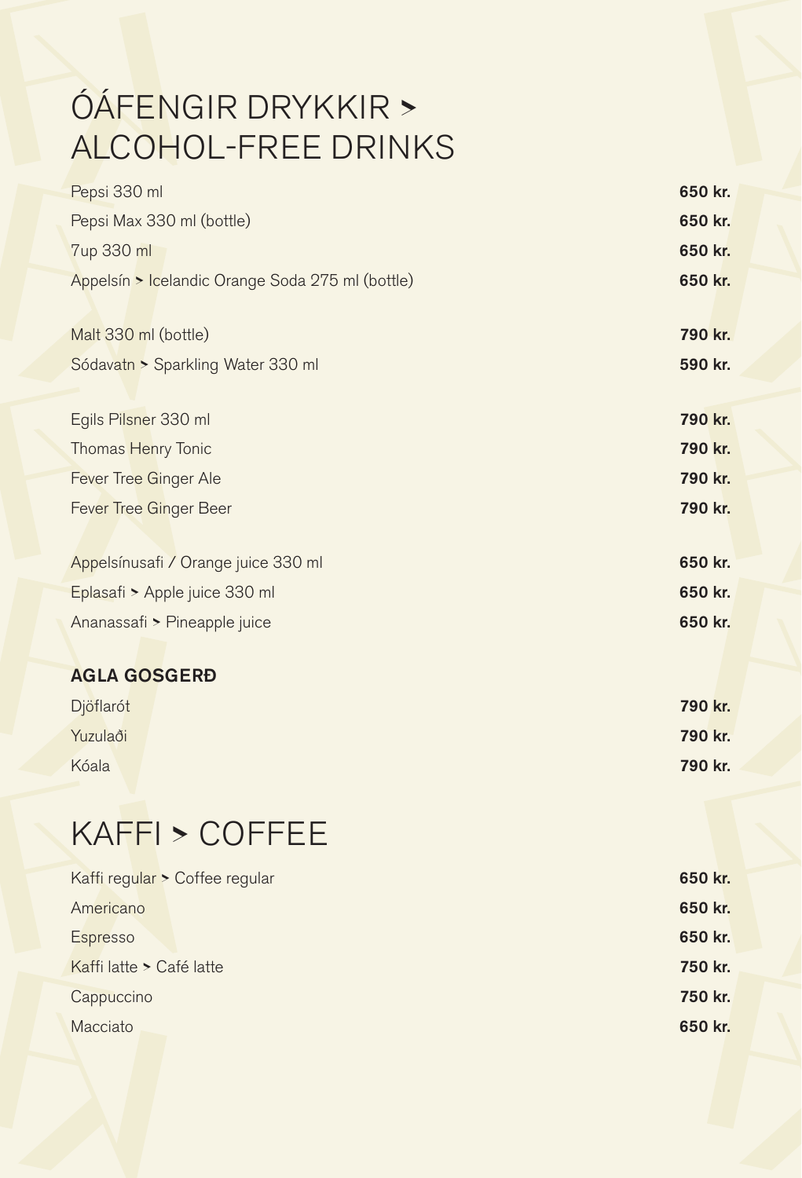# ÓÁFENGIR DRYKKIR > ALCOHOL-FREE DRINKS

| | |
|---|---|
| Pepsi 330 ml | **650 kr.** |
| Pepsi Max 330 ml (bottle) | **650 kr.** |
| 7up 330 ml | **650 kr.** |
| Appelsín > Icelandic Orange Soda 275 ml (bottle) | **650 kr.** |
| Malt 330 ml (bottle) | **790 kr.** |
| Sódavatn > Sparkling Water 330 ml | **590 kr.** |
| Egils Pilsner 330 ml | **790 kr.** |
| Thomas Henry Tonic | **790 kr.** |
| Fever Tree Ginger Ale | **790 kr.** |
| Fever Tree Ginger Beer | **790 kr.** |
| Appelsínusafi / Orange juice 330 ml | **650 kr.** |
| Eplasafi > Apple juice 330 ml | **650 kr.** |
| Ananassafi > Pineapple juice | **650 kr.** |

### AGLA GOSGERÐ

| | |
|---|---|
| Djöflarót | **790 kr.** |
| Yuzulaði | **790 kr.** |
| Kóala | **790 kr.** |

# KAFFI > COFFEE

| | |
|---|---|
| Kaffi regular > Coffee regular | **650 kr.** |
| Americano | **650 kr.** |
| Espresso | **650 kr.** |
| Kaffi latte > Café latte | **750 kr.** |
| Cappuccino | **750 kr.** |
| Macciato | **650 kr.** |